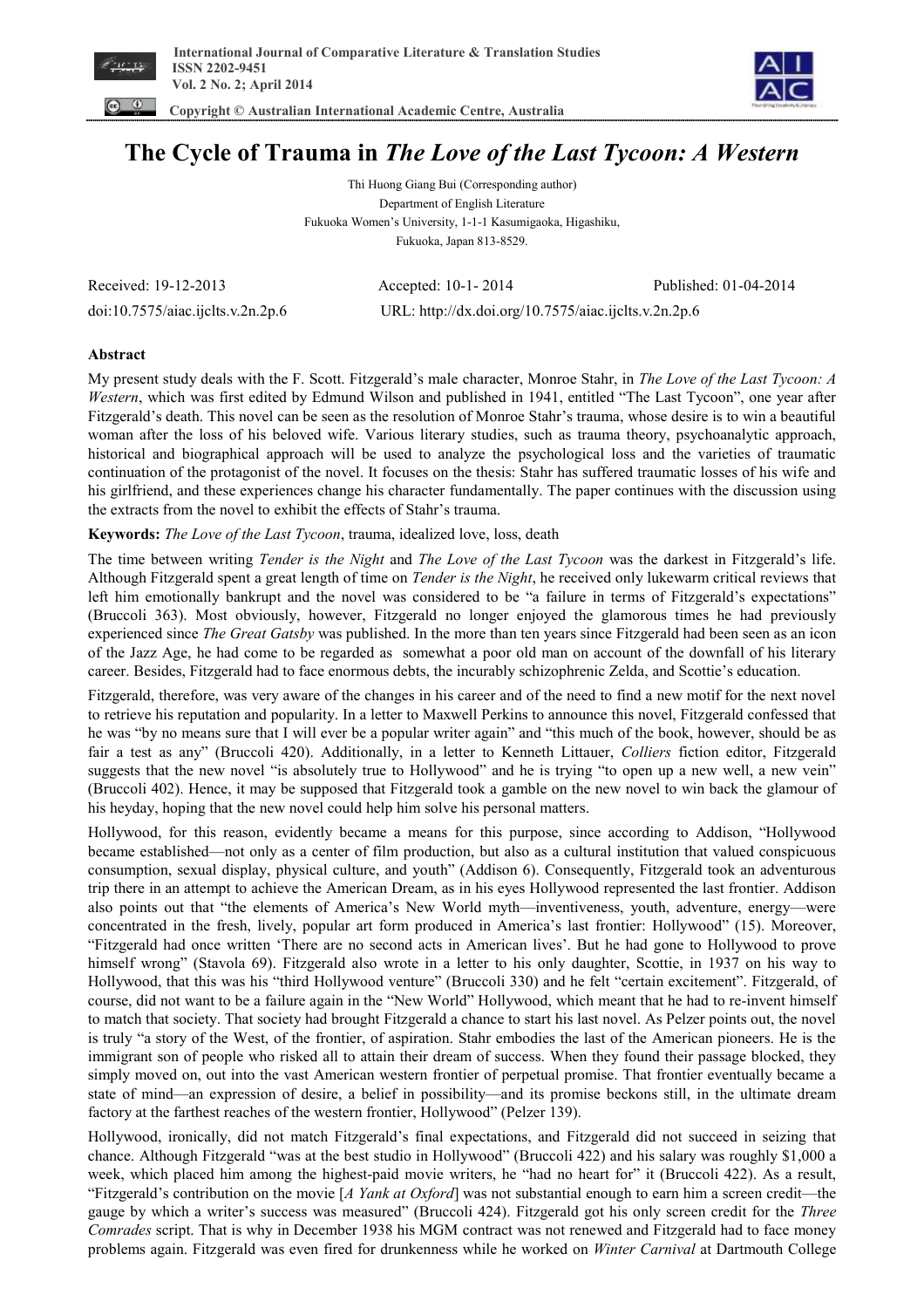# The Cycle of Trauma in *The Love of the Last Tycoon: A Western*

Thi Huong Giang Bui (Corresponding author)
Department of English Literature
Fukuoka Women's University, 1-1-1 Kasumigaoka, Higashiku,
Fukuoka, Japan 813-8529.

Received: 19-12-2013 Accepted: 10-1- 2014 Published: 01-04-2014

doi:10.7575/aiac.ijclts.v.2n.2p.6 URL: http://dx.doi.org/10.7575/aiac.ijclts.v.2n.2p.6

## Abstract

My present study deals with the F. Scott. Fitzgerald's male character, Monroe Stahr, in *The Love of the Last Tycoon: A Western*, which was first edited by Edmund Wilson and published in 1941, entitled "The Last Tycoon", one year after Fitzgerald's death. This novel can be seen as the resolution of Monroe Stahr's trauma, whose desire is to win a beautiful woman after the loss of his beloved wife. Various literary studies, such as trauma theory, psychoanalytic approach, historical and biographical approach will be used to analyze the psychological loss and the varieties of traumatic continuation of the protagonist of the novel. It focuses on the thesis: Stahr has suffered traumatic losses of his wife and his girlfriend, and these experiences change his character fundamentally. The paper continues with the discussion using the extracts from the novel to exhibit the effects of Stahr's trauma.

**Keywords:** *The Love of the Last Tycoon*, trauma, idealized love, loss, death

The time between writing *Tender is the Night* and *The Love of the Last Tycoon* was the darkest in Fitzgerald's life. Although Fitzgerald spent a great length of time on *Tender is the Night*, he received only lukewarm critical reviews that left him emotionally bankrupt and the novel was considered to be "a failure in terms of Fitzgerald's expectations" (Bruccoli 363). Most obviously, however, Fitzgerald no longer enjoyed the glamorous times he had previously experienced since *The Great Gatsby* was published. In the more than ten years since Fitzgerald had been seen as an icon of the Jazz Age, he had come to be regarded as somewhat a poor old man on account of the downfall of his literary career. Besides, Fitzgerald had to face enormous debts, the incurably schizophrenic Zelda, and Scottie's education.

Fitzgerald, therefore, was very aware of the changes in his career and of the need to find a new motif for the next novel to retrieve his reputation and popularity. In a letter to Maxwell Perkins to announce this novel, Fitzgerald confessed that he was "by no means sure that I will ever be a popular writer again" and "this much of the book, however, should be as fair a test as any" (Bruccoli 420). Additionally, in a letter to Kenneth Littauer, *Colliers* fiction editor, Fitzgerald suggests that the new novel "is absolutely true to Hollywood" and he is trying "to open up a new well, a new vein" (Bruccoli 402). Hence, it may be supposed that Fitzgerald took a gamble on the new novel to win back the glamour of his heyday, hoping that the new novel could help him solve his personal matters.

Hollywood, for this reason, evidently became a means for this purpose, since according to Addison, "Hollywood became established—not only as a center of film production, but also as a cultural institution that valued conspicuous consumption, sexual display, physical culture, and youth" (Addison 6). Consequently, Fitzgerald took an adventurous trip there in an attempt to achieve the American Dream, as in his eyes Hollywood represented the last frontier. Addison also points out that "the elements of America's New World myth—inventiveness, youth, adventure, energy—were concentrated in the fresh, lively, popular art form produced in America's last frontier: Hollywood" (15). Moreover, "Fitzgerald had once written 'There are no second acts in American lives'. But he had gone to Hollywood to prove himself wrong" (Stavola 69). Fitzgerald also wrote in a letter to his only daughter, Scottie, in 1937 on his way to Hollywood, that this was his "third Hollywood venture" (Bruccoli 330) and he felt "certain excitement". Fitzgerald, of course, did not want to be a failure again in the "New World" Hollywood, which meant that he had to re-invent himself to match that society. That society had brought Fitzgerald a chance to start his last novel. As Pelzer points out, the novel is truly "a story of the West, of the frontier, of aspiration. Stahr embodies the last of the American pioneers. He is the immigrant son of people who risked all to attain their dream of success. When they found their passage blocked, they simply moved on, out into the vast American western frontier of perpetual promise. That frontier eventually became a state of mind—an expression of desire, a belief in possibility—and its promise beckons still, in the ultimate dream factory at the farthest reaches of the western frontier, Hollywood" (Pelzer 139).

Hollywood, ironically, did not match Fitzgerald's final expectations, and Fitzgerald did not succeed in seizing that chance. Although Fitzgerald "was at the best studio in Hollywood" (Bruccoli 422) and his salary was roughly $1,000 a week, which placed him among the highest-paid movie writers, he "had no heart for" it (Bruccoli 422). As a result, "Fitzgerald's contribution on the movie [*A Yank at Oxford*] was not substantial enough to earn him a screen credit—the gauge by which a writer's success was measured" (Bruccoli 424). Fitzgerald got his only screen credit for the *Three Comrades* script. That is why in December 1938 his MGM contract was not renewed and Fitzgerald had to face money problems again. Fitzgerald was even fired for drunkenness while he worked on *Winter Carnival* at Dartmouth College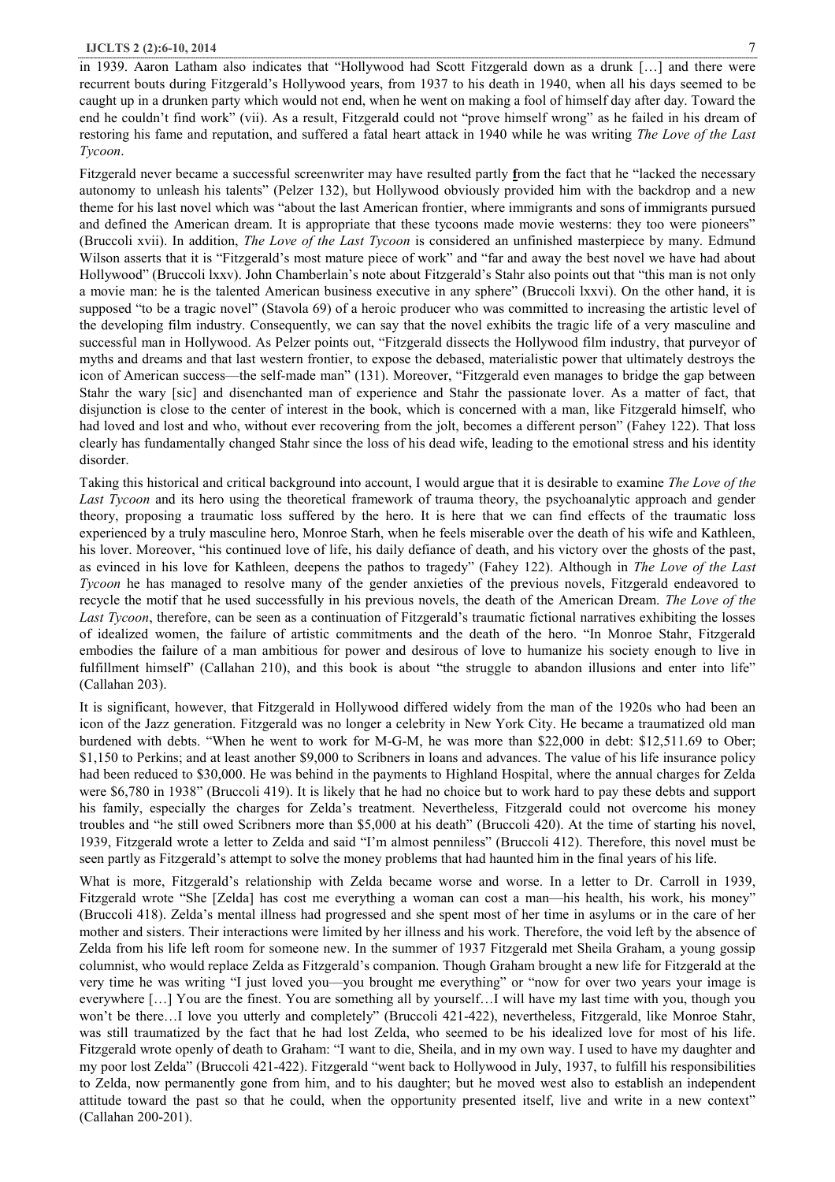in 1939. Aaron Latham also indicates that "Hollywood had Scott Fitzgerald down as a drunk […] and there were recurrent bouts during Fitzgerald's Hollywood years, from 1937 to his death in 1940, when all his days seemed to be caught up in a drunken party which would not end, when he went on making a fool of himself day after day. Toward the end he couldn't find work" (vii). As a result, Fitzgerald could not "prove himself wrong" as he failed in his dream of restoring his fame and reputation, and suffered a fatal heart attack in 1940 while he was writing *The Love of the Last Tycoon*.

Fitzgerald never became a successful screenwriter may have resulted partly **f**rom the fact that he "lacked the necessary autonomy to unleash his talents" (Pelzer 132), but Hollywood obviously provided him with the backdrop and a new theme for his last novel which was "about the last American frontier, where immigrants and sons of immigrants pursued and defined the American dream. It is appropriate that these tycoons made movie westerns: they too were pioneers" (Bruccoli xvii). In addition, *The Love of the Last Tycoon* is considered an unfinished masterpiece by many. Edmund Wilson asserts that it is "Fitzgerald's most mature piece of work" and "far and away the best novel we have had about Hollywood" (Bruccoli lxxv). John Chamberlain's note about Fitzgerald's Stahr also points out that "this man is not only a movie man: he is the talented American business executive in any sphere" (Bruccoli lxxvi). On the other hand, it is supposed "to be a tragic novel" (Stavola 69) of a heroic producer who was committed to increasing the artistic level of the developing film industry. Consequently, we can say that the novel exhibits the tragic life of a very masculine and successful man in Hollywood. As Pelzer points out, "Fitzgerald dissects the Hollywood film industry, that purveyor of myths and dreams and that last western frontier, to expose the debased, materialistic power that ultimately destroys the icon of American success—the self-made man" (131). Moreover, "Fitzgerald even manages to bridge the gap between Stahr the wary [sic] and disenchanted man of experience and Stahr the passionate lover. As a matter of fact, that disjunction is close to the center of interest in the book, which is concerned with a man, like Fitzgerald himself, who had loved and lost and who, without ever recovering from the jolt, becomes a different person" (Fahey 122). That loss clearly has fundamentally changed Stahr since the loss of his dead wife, leading to the emotional stress and his identity disorder.

Taking this historical and critical background into account, I would argue that it is desirable to examine *The Love of the Last Tycoon* and its hero using the theoretical framework of trauma theory, the psychoanalytic approach and gender theory, proposing a traumatic loss suffered by the hero. It is here that we can find effects of the traumatic loss experienced by a truly masculine hero, Monroe Starh, when he feels miserable over the death of his wife and Kathleen, his lover. Moreover, "his continued love of life, his daily defiance of death, and his victory over the ghosts of the past, as evinced in his love for Kathleen, deepens the pathos to tragedy" (Fahey 122). Although in *The Love of the Last Tycoon* he has managed to resolve many of the gender anxieties of the previous novels, Fitzgerald endeavored to recycle the motif that he used successfully in his previous novels, the death of the American Dream. *The Love of the Last Tycoon*, therefore, can be seen as a continuation of Fitzgerald's traumatic fictional narratives exhibiting the losses of idealized women, the failure of artistic commitments and the death of the hero. "In Monroe Stahr, Fitzgerald embodies the failure of a man ambitious for power and desirous of love to humanize his society enough to live in fulfillment himself" (Callahan 210), and this book is about "the struggle to abandon illusions and enter into life" (Callahan 203).

It is significant, however, that Fitzgerald in Hollywood differed widely from the man of the 1920s who had been an icon of the Jazz generation. Fitzgerald was no longer a celebrity in New York City. He became a traumatized old man burdened with debts. "When he went to work for M-G-M, he was more than $22,000 in debt: $12,511.69 to Ober; $1,150 to Perkins; and at least another $9,000 to Scribners in loans and advances. The value of his life insurance policy had been reduced to $30,000. He was behind in the payments to Highland Hospital, where the annual charges for Zelda were $6,780 in 1938" (Bruccoli 419). It is likely that he had no choice but to work hard to pay these debts and support his family, especially the charges for Zelda's treatment. Nevertheless, Fitzgerald could not overcome his money troubles and "he still owed Scribners more than $5,000 at his death" (Bruccoli 420). At the time of starting his novel, 1939, Fitzgerald wrote a letter to Zelda and said "I'm almost penniless" (Bruccoli 412). Therefore, this novel must be seen partly as Fitzgerald's attempt to solve the money problems that had haunted him in the final years of his life.

What is more, Fitzgerald's relationship with Zelda became worse and worse. In a letter to Dr. Carroll in 1939, Fitzgerald wrote "She [Zelda] has cost me everything a woman can cost a man—his health, his work, his money" (Bruccoli 418). Zelda's mental illness had progressed and she spent most of her time in asylums or in the care of her mother and sisters. Their interactions were limited by her illness and his work. Therefore, the void left by the absence of Zelda from his life left room for someone new. In the summer of 1937 Fitzgerald met Sheila Graham, a young gossip columnist, who would replace Zelda as Fitzgerald's companion. Though Graham brought a new life for Fitzgerald at the very time he was writing "I just loved you—you brought me everything" or "now for over two years your image is everywhere […] You are the finest. You are something all by yourself…I will have my last time with you, though you won't be there…I love you utterly and completely" (Bruccoli 421-422), nevertheless, Fitzgerald, like Monroe Stahr, was still traumatized by the fact that he had lost Zelda, who seemed to be his idealized love for most of his life. Fitzgerald wrote openly of death to Graham: "I want to die, Sheila, and in my own way. I used to have my daughter and my poor lost Zelda" (Bruccoli 421-422). Fitzgerald "went back to Hollywood in July, 1937, to fulfill his responsibilities to Zelda, now permanently gone from him, and to his daughter; but he moved west also to establish an independent attitude toward the past so that he could, when the opportunity presented itself, live and write in a new context" (Callahan 200-201).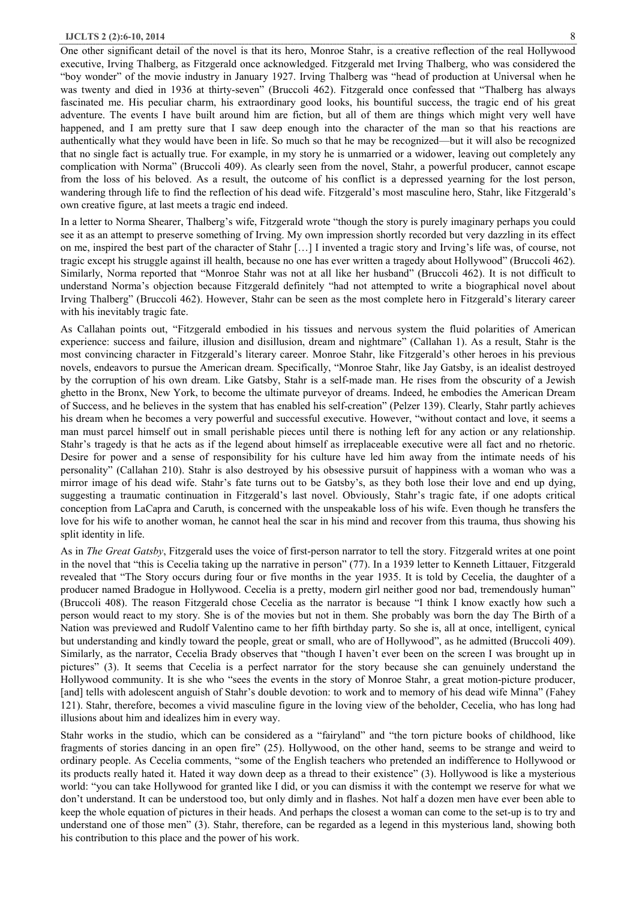One other significant detail of the novel is that its hero, Monroe Stahr, is a creative reflection of the real Hollywood executive, Irving Thalberg, as Fitzgerald once acknowledged. Fitzgerald met Irving Thalberg, who was considered the "boy wonder" of the movie industry in January 1927. Irving Thalberg was "head of production at Universal when he was twenty and died in 1936 at thirty-seven" (Bruccoli 462). Fitzgerald once confessed that "Thalberg has always fascinated me. His peculiar charm, his extraordinary good looks, his bountiful success, the tragic end of his great adventure. The events I have built around him are fiction, but all of them are things which might very well have happened, and I am pretty sure that I saw deep enough into the character of the man so that his reactions are authentically what they would have been in life. So much so that he may be recognized—but it will also be recognized that no single fact is actually true. For example, in my story he is unmarried or a widower, leaving out completely any complication with Norma" (Bruccoli 409). As clearly seen from the novel, Stahr, a powerful producer, cannot escape from the loss of his beloved. As a result, the outcome of his conflict is a depressed yearning for the lost person, wandering through life to find the reflection of his dead wife. Fitzgerald's most masculine hero, Stahr, like Fitzgerald's own creative figure, at last meets a tragic end indeed.

In a letter to Norma Shearer, Thalberg's wife, Fitzgerald wrote "though the story is purely imaginary perhaps you could see it as an attempt to preserve something of Irving. My own impression shortly recorded but very dazzling in its effect on me, inspired the best part of the character of Stahr […] I invented a tragic story and Irving's life was, of course, not tragic except his struggle against ill health, because no one has ever written a tragedy about Hollywood" (Bruccoli 462). Similarly, Norma reported that "Monroe Stahr was not at all like her husband" (Bruccoli 462). It is not difficult to understand Norma's objection because Fitzgerald definitely "had not attempted to write a biographical novel about Irving Thalberg" (Bruccoli 462). However, Stahr can be seen as the most complete hero in Fitzgerald's literary career with his inevitably tragic fate.

As Callahan points out, "Fitzgerald embodied in his tissues and nervous system the fluid polarities of American experience: success and failure, illusion and disillusion, dream and nightmare" (Callahan 1). As a result, Stahr is the most convincing character in Fitzgerald's literary career. Monroe Stahr, like Fitzgerald's other heroes in his previous novels, endeavors to pursue the American dream. Specifically, "Monroe Stahr, like Jay Gatsby, is an idealist destroyed by the corruption of his own dream. Like Gatsby, Stahr is a self-made man. He rises from the obscurity of a Jewish ghetto in the Bronx, New York, to become the ultimate purveyor of dreams. Indeed, he embodies the American Dream of Success, and he believes in the system that has enabled his self-creation" (Pelzer 139). Clearly, Stahr partly achieves his dream when he becomes a very powerful and successful executive. However, "without contact and love, it seems a man must parcel himself out in small perishable pieces until there is nothing left for any action or any relationship. Stahr's tragedy is that he acts as if the legend about himself as irreplaceable executive were all fact and no rhetoric. Desire for power and a sense of responsibility for his culture have led him away from the intimate needs of his personality" (Callahan 210). Stahr is also destroyed by his obsessive pursuit of happiness with a woman who was a mirror image of his dead wife. Stahr's fate turns out to be Gatsby's, as they both lose their love and end up dying, suggesting a traumatic continuation in Fitzgerald's last novel. Obviously, Stahr's tragic fate, if one adopts critical conception from LaCapra and Caruth, is concerned with the unspeakable loss of his wife. Even though he transfers the love for his wife to another woman, he cannot heal the scar in his mind and recover from this trauma, thus showing his split identity in life.

As in *The Great Gatsby*, Fitzgerald uses the voice of first-person narrator to tell the story. Fitzgerald writes at one point in the novel that "this is Cecelia taking up the narrative in person" (77). In a 1939 letter to Kenneth Littauer, Fitzgerald revealed that "The Story occurs during four or five months in the year 1935. It is told by Cecelia, the daughter of a producer named Bradogue in Hollywood. Cecelia is a pretty, modern girl neither good nor bad, tremendously human" (Bruccoli 408). The reason Fitzgerald chose Cecelia as the narrator is because "I think I know exactly how such a person would react to my story. She is of the movies but not in them. She probably was born the day The Birth of a Nation was previewed and Rudolf Valentino came to her fifth birthday party. So she is, all at once, intelligent, cynical but understanding and kindly toward the people, great or small, who are of Hollywood", as he admitted (Bruccoli 409). Similarly, as the narrator, Cecelia Brady observes that "though I haven't ever been on the screen I was brought up in pictures" (3). It seems that Cecelia is a perfect narrator for the story because she can genuinely understand the Hollywood community. It is she who "sees the events in the story of Monroe Stahr, a great motion-picture producer, [and] tells with adolescent anguish of Stahr's double devotion: to work and to memory of his dead wife Minna" (Fahey 121). Stahr, therefore, becomes a vivid masculine figure in the loving view of the beholder, Cecelia, who has long had illusions about him and idealizes him in every way.

Stahr works in the studio, which can be considered as a "fairyland" and "the torn picture books of childhood, like fragments of stories dancing in an open fire" (25). Hollywood, on the other hand, seems to be strange and weird to ordinary people. As Cecelia comments, "some of the English teachers who pretended an indifference to Hollywood or its products really hated it. Hated it way down deep as a thread to their existence" (3). Hollywood is like a mysterious world: "you can take Hollywood for granted like I did, or you can dismiss it with the contempt we reserve for what we don't understand. It can be understood too, but only dimly and in flashes. Not half a dozen men have ever been able to keep the whole equation of pictures in their heads. And perhaps the closest a woman can come to the set-up is to try and understand one of those men" (3). Stahr, therefore, can be regarded as a legend in this mysterious land, showing both his contribution to this place and the power of his work.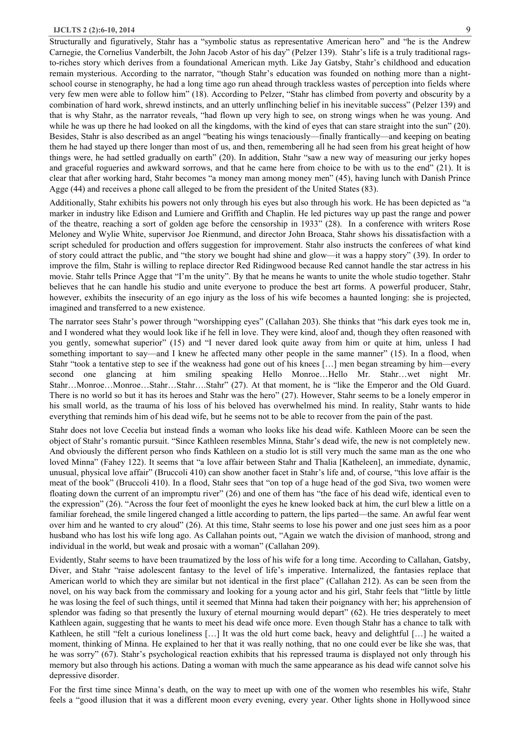Structurally and figuratively, Stahr has a "symbolic status as representative American hero" and "he is the Andrew Carnegie, the Cornelius Vanderbilt, the John Jacob Astor of his day" (Pelzer 139). Stahr's life is a truly traditional rags-to-riches story which derives from a foundational American myth. Like Jay Gatsby, Stahr's childhood and education remain mysterious. According to the narrator, "though Stahr's education was founded on nothing more than a night-school course in stenography, he had a long time ago run ahead through trackless wastes of perception into fields where very few men were able to follow him" (18). According to Pelzer, "Stahr has climbed from poverty and obscurity by a combination of hard work, shrewd instincts, and an utterly unflinching belief in his inevitable success" (Pelzer 139) and that is why Stahr, as the narrator reveals, "had flown up very high to see, on strong wings when he was young. And while he was up there he had looked on all the kingdoms, with the kind of eyes that can stare straight into the sun" (20). Besides, Stahr is also described as an angel "beating his wings tenaciously—finally frantically—and keeping on beating them he had stayed up there longer than most of us, and then, remembering all he had seen from his great height of how things were, he had settled gradually on earth" (20). In addition, Stahr "saw a new way of measuring our jerky hopes and graceful rogueries and awkward sorrows, and that he came here from choice to be with us to the end" (21). It is clear that after working hard, Stahr becomes "a money man among money men" (45), having lunch with Danish Prince Agge (44) and receives a phone call alleged to be from the president of the United States (83).

Additionally, Stahr exhibits his powers not only through his eyes but also through his work. He has been depicted as "a marker in industry like Edison and Lumiere and Griffith and Chaplin. He led pictures way up past the range and power of the theatre, reaching a sort of golden age before the censorship in 1933" (28). In a conference with writers Rose Meloney and Wylie White, supervisor Joe Rienmund, and director John Broaca, Stahr shows his dissatisfaction with a script scheduled for production and offers suggestion for improvement. Stahr also instructs the conferees of what kind of story could attract the public, and "the story we bought had shine and glow—it was a happy story" (39). In order to improve the film, Stahr is willing to replace director Red Ridingwood because Red cannot handle the star actress in his movie. Stahr tells Prince Agge that "I'm the unity". By that he means he wants to unite the whole studio together. Stahr believes that he can handle his studio and unite everyone to produce the best art forms. A powerful producer, Stahr, however, exhibits the insecurity of an ego injury as the loss of his wife becomes a haunted longing: she is projected, imagined and transferred to a new existence.

The narrator sees Stahr's power through "worshipping eyes" (Callahan 203). She thinks that "his dark eyes took me in, and I wondered what they would look like if he fell in love. They were kind, aloof and, though they often reasoned with you gently, somewhat superior" (15) and "I never dared look quite away from him or quite at him, unless I had something important to say—and I knew he affected many other people in the same manner" (15). In a flood, when Stahr "took a tentative step to see if the weakness had gone out of his knees […] men began streaming by him—every second one glancing at him smiling speaking Hello Monroe…Hello Mr. Stahr…wet night Mr. Stahr…Monroe…Monroe…Stahr…Stahr….Stahr" (27). At that moment, he is "like the Emperor and the Old Guard. There is no world so but it has its heroes and Stahr was the hero" (27). However, Stahr seems to be a lonely emperor in his small world, as the trauma of his loss of his beloved has overwhelmed his mind. In reality, Stahr wants to hide everything that reminds him of his dead wife, but he seems not to be able to recover from the pain of the past.

Stahr does not love Cecelia but instead finds a woman who looks like his dead wife. Kathleen Moore can be seen the object of Stahr's romantic pursuit. "Since Kathleen resembles Minna, Stahr's dead wife, the new is not completely new. And obviously the different person who finds Kathleen on a studio lot is still very much the same man as the one who loved Minna" (Fahey 122). It seems that "a love affair between Stahr and Thalia [Katheleen], an immediate, dynamic, unusual, physical love affair" (Bruccoli 410) can show another facet in Stahr's life and, of course, "this love affair is the meat of the book" (Bruccoli 410). In a flood, Stahr sees that "on top of a huge head of the god Siva, two women were floating down the current of an impromptu river" (26) and one of them has "the face of his dead wife, identical even to the expression" (26). "Across the four feet of moonlight the eyes he knew looked back at him, the curl blew a little on a familiar forehead, the smile lingered changed a little according to pattern, the lips parted—the same. An awful fear went over him and he wanted to cry aloud" (26). At this time, Stahr seems to lose his power and one just sees him as a poor husband who has lost his wife long ago. As Callahan points out, "Again we watch the division of manhood, strong and individual in the world, but weak and prosaic with a woman" (Callahan 209).

Evidently, Stahr seems to have been traumatized by the loss of his wife for a long time. According to Callahan, Gatsby, Diver, and Stahr "raise adolescent fantasy to the level of life's imperative. Internalized, the fantasies replace that American world to which they are similar but not identical in the first place" (Callahan 212). As can be seen from the novel, on his way back from the commissary and looking for a young actor and his girl, Stahr feels that "little by little he was losing the feel of such things, until it seemed that Minna had taken their poignancy with her; his apprehension of splendor was fading so that presently the luxury of eternal mourning would depart" (62). He tries desperately to meet Kathleen again, suggesting that he wants to meet his dead wife once more. Even though Stahr has a chance to talk with Kathleen, he still "felt a curious loneliness […] It was the old hurt come back, heavy and delightful […] he waited a moment, thinking of Minna. He explained to her that it was really nothing, that no one could ever be like she was, that he was sorry" (67). Stahr's psychological reaction exhibits that his repressed trauma is displayed not only through his memory but also through his actions. Dating a woman with much the same appearance as his dead wife cannot solve his depressive disorder.

For the first time since Minna's death, on the way to meet up with one of the women who resembles his wife, Stahr feels a "good illusion that it was a different moon every evening, every year. Other lights shone in Hollywood since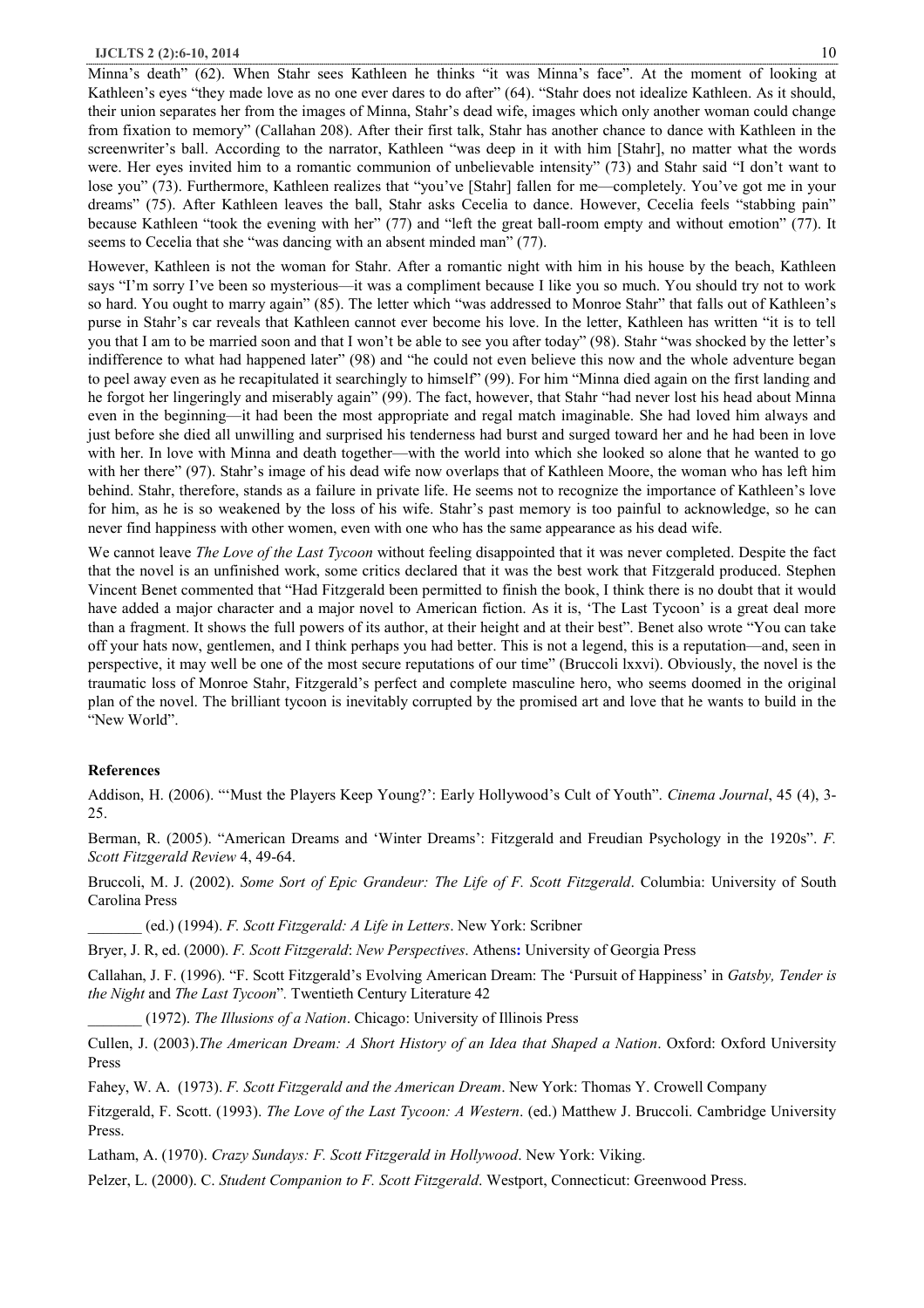Minna's death" (62). When Stahr sees Kathleen he thinks "it was Minna's face". At the moment of looking at Kathleen's eyes "they made love as no one ever dares to do after" (64). "Stahr does not idealize Kathleen. As it should, their union separates her from the images of Minna, Stahr's dead wife, images which only another woman could change from fixation to memory" (Callahan 208). After their first talk, Stahr has another chance to dance with Kathleen in the screenwriter's ball. According to the narrator, Kathleen "was deep in it with him [Stahr], no matter what the words were. Her eyes invited him to a romantic communion of unbelievable intensity" (73) and Stahr said "I don't want to lose you" (73). Furthermore, Kathleen realizes that "you've [Stahr] fallen for me—completely. You've got me in your dreams" (75). After Kathleen leaves the ball, Stahr asks Cecelia to dance. However, Cecelia feels "stabbing pain" because Kathleen "took the evening with her" (77) and "left the great ball-room empty and without emotion" (77). It seems to Cecelia that she "was dancing with an absent minded man" (77).

However, Kathleen is not the woman for Stahr. After a romantic night with him in his house by the beach, Kathleen says "I'm sorry I've been so mysterious—it was a compliment because I like you so much. You should try not to work so hard. You ought to marry again" (85). The letter which "was addressed to Monroe Stahr" that falls out of Kathleen's purse in Stahr's car reveals that Kathleen cannot ever become his love. In the letter, Kathleen has written "it is to tell you that I am to be married soon and that I won't be able to see you after today" (98). Stahr "was shocked by the letter's indifference to what had happened later" (98) and "he could not even believe this now and the whole adventure began to peel away even as he recapitulated it searchingly to himself" (99). For him "Minna died again on the first landing and he forgot her lingeringly and miserably again" (99). The fact, however, that Stahr "had never lost his head about Minna even in the beginning—it had been the most appropriate and regal match imaginable. She had loved him always and just before she died all unwilling and surprised his tenderness had burst and surged toward her and he had been in love with her. In love with Minna and death together—with the world into which she looked so alone that he wanted to go with her there" (97). Stahr's image of his dead wife now overlaps that of Kathleen Moore, the woman who has left him behind. Stahr, therefore, stands as a failure in private life. He seems not to recognize the importance of Kathleen's love for him, as he is so weakened by the loss of his wife. Stahr's past memory is too painful to acknowledge, so he can never find happiness with other women, even with one who has the same appearance as his dead wife.

We cannot leave *The Love of the Last Tycoon* without feeling disappointed that it was never completed. Despite the fact that the novel is an unfinished work, some critics declared that it was the best work that Fitzgerald produced. Stephen Vincent Benet commented that "Had Fitzgerald been permitted to finish the book, I think there is no doubt that it would have added a major character and a major novel to American fiction. As it is, 'The Last Tycoon' is a great deal more than a fragment. It shows the full powers of its author, at their height and at their best". Benet also wrote "You can take off your hats now, gentlemen, and I think perhaps you had better. This is not a legend, this is a reputation—and, seen in perspective, it may well be one of the most secure reputations of our time" (Bruccoli lxxvi). Obviously, the novel is the traumatic loss of Monroe Stahr, Fitzgerald's perfect and complete masculine hero, who seems doomed in the original plan of the novel. The brilliant tycoon is inevitably corrupted by the promised art and love that he wants to build in the "New World".

### References

Addison, H. (2006). "'Must the Players Keep Young?': Early Hollywood's Cult of Youth". *Cinema Journal*, 45 (4), 3-25.

Berman, R. (2005). "American Dreams and 'Winter Dreams': Fitzgerald and Freudian Psychology in the 1920s". *F. Scott Fitzgerald Review* 4, 49-64.

Bruccoli, M. J. (2002). *Some Sort of Epic Grandeur: The Life of F. Scott Fitzgerald*. Columbia: University of South Carolina Press

_______ (ed.) (1994). *F. Scott Fitzgerald: A Life in Letters*. New York: Scribner

Bryer, J. R, ed. (2000). *F. Scott Fitzgerald*: *New Perspectives*. Athens**:** University of Georgia Press

Callahan, J. F. (1996). "F. Scott Fitzgerald's Evolving American Dream: The 'Pursuit of Happiness' in *Gatsby, Tender is the Night* and *The Last Tycoon*". Twentieth Century Literature 42

_______ (1972). *The Illusions of a Nation*. Chicago: University of Illinois Press

Cullen, J. (2003).*The American Dream: A Short History of an Idea that Shaped a Nation*. Oxford: Oxford University Press

Fahey, W. A. (1973). *F. Scott Fitzgerald and the American Dream*. New York: Thomas Y. Crowell Company

Fitzgerald, F. Scott. (1993). *The Love of the Last Tycoon: A Western*. (ed.) Matthew J. Bruccoli. Cambridge University Press.

Latham, A. (1970). *Crazy Sundays: F. Scott Fitzgerald in Hollywood*. New York: Viking.

Pelzer, L. (2000). C. *Student Companion to F. Scott Fitzgerald*. Westport, Connecticut: Greenwood Press.